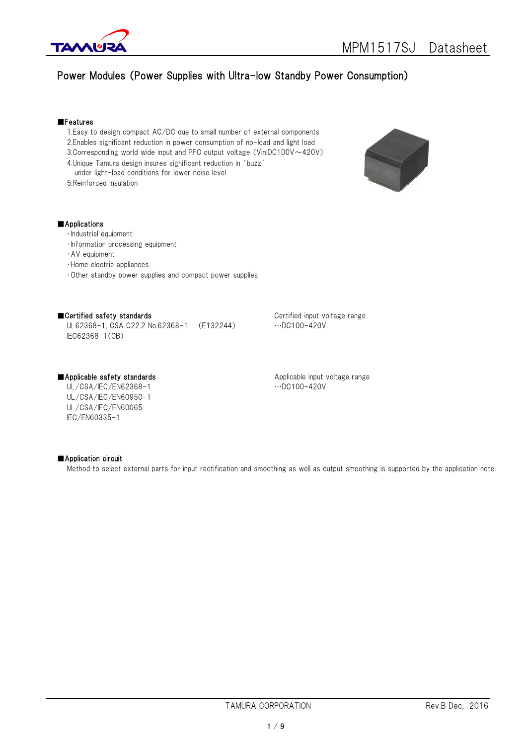# MPM1517SJ Datasheet

## Power Modules (Power Supplies with Ultra-low Standby Power Consumption)

### ■Features

1. Easy to design compact AC/DC due to small number of external components
2. Enables significant reduction in power consumption of no-load and light load
3. Corresponding world wide input and PFC output voltage (Vin:DC100V～420V)
4. Unique Tamura design insures significant reduction in 'buzz' under light-load conditions for lower noise level
5. Reinforced insulation

### ■Applications

- Industrial equipment
- Information processing equipment
- AV equipment
- Home electric appliances
- Other standby power supplies and compact power supplies

### ■Certified safety standards

UL62368-1, CSA C22.2 No.62368-1 (E132244)
IEC62368-1(CB)

Certified input voltage range
…DC100-420V

### ■Applicable safety standards

UL/CSA/IEC/EN62368-1
UL/CSA/IEC/EN60950-1
UL/CSA/IEC/EN60065
IEC/EN60335-1

Applicable input voltage range
…DC100-420V

### ■Application circuit

Method to select external parts for input rectification and smoothing as well as output smoothing is supported by the application note.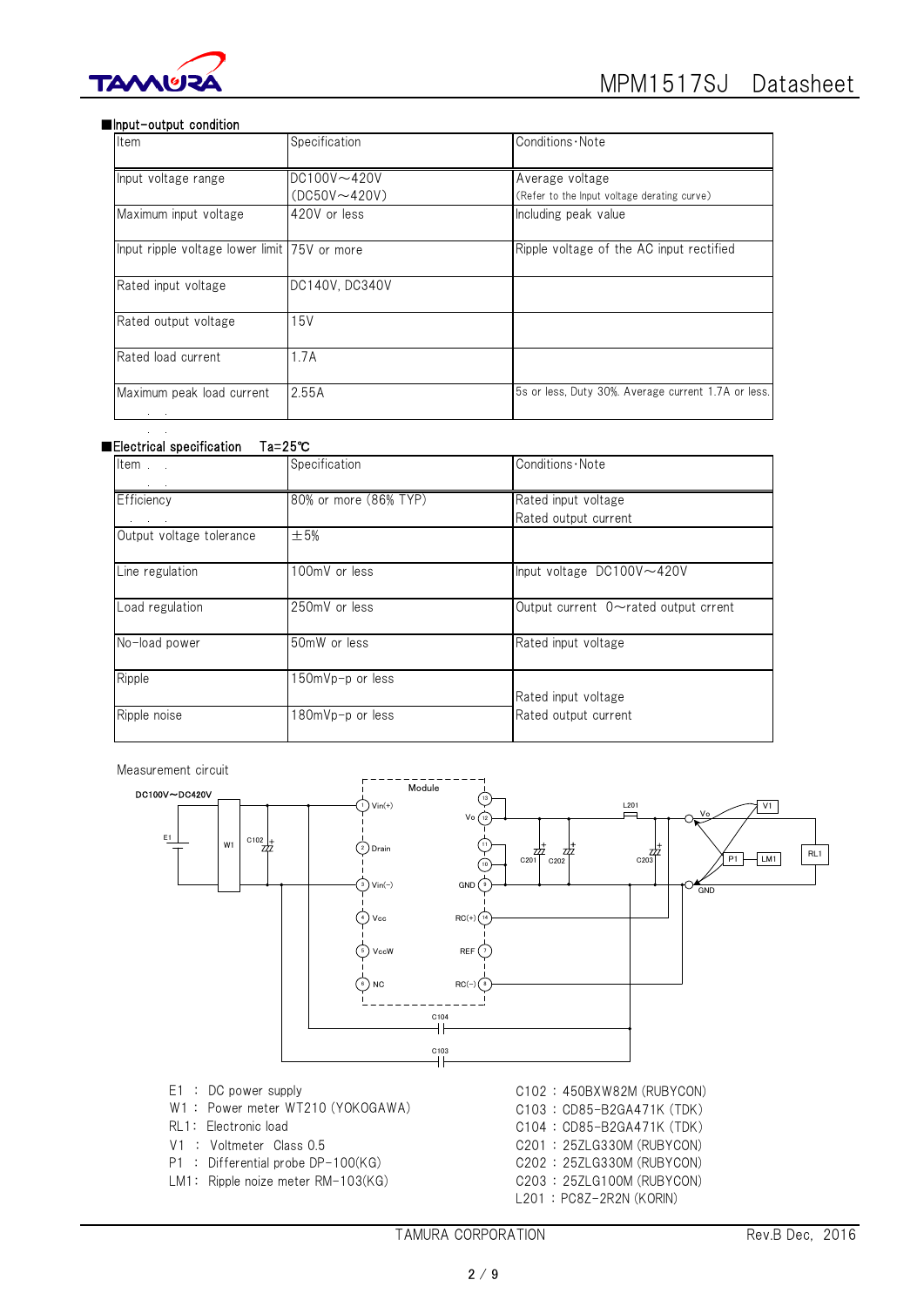■Input-output condition

| Item | Specification | Conditions・Note |
|---|---|---|
| Input voltage range | DC100V～420V<br>(DC50V～420V) | Average voltage<br>(Refer to the Input voltage derating curve) |
| Maximum input voltage | 420V or less | Including peak value |
| Input ripple voltage lower limit | 75V or more | Ripple voltage of the AC input rectified |
| Rated input voltage | DC140V, DC340V | |
| Rated output voltage | 15V | |
| Rated load current | 1.7A | |
| Maximum peak load current | 2.55A | 5s or less, Duty 30%. Average current 1.7A or less. |

■Electrical specification　Ta=25℃

| Item | Specification | Conditions・Note |
|---|---|---|
| Efficiency | 80% or more (86% TYP) | Rated input voltage<br>Rated output current |
| Output voltage tolerance | ±5% | |
| Line regulation | 100mV or less | Input voltage DC100V～420V |
| Load regulation | 250mV or less | Output current 0～rated output crrent |
| No-load power | 50mW or less | Rated input voltage |
| Ripple | 150mVp-p or less | Rated input voltage<br>Rated output current |
| Ripple noise | 180mVp-p or less | Rated input voltage<br>Rated output current |

Measurement circuit

DC100V～DC420V

Module: 1 Vin(+), 2 Drain, 3 Vin(-), 4 Vcc, 5 VccW, 6 NC, 13, 12 Vo, 11, 10, 9 GND, 14 RC(+), 7 REF, 8 RC(-)

E1, W1, C102, C201, C202, C203, L201, C104, C103, Vo, GND, V1, P1, LM1, RL1

E1 : DC power supply
W1 : Power meter WT210 (YOKOGAWA)
RL1: Electronic load
V1 : Voltmeter Class 0.5
P1 : Differential probe DP-100(KG)
LM1: Ripple noize meter RM-103(KG)

C102 : 450BXW82M (RUBYCON)
C103 : CD85-B2GA471K (TDK)
C104 : CD85-B2GA471K (TDK)
C201 : 25ZLG330M (RUBYCON)
C202 : 25ZLG330M (RUBYCON)
C203 : 25ZLG100M (RUBYCON)
L201 : PC8Z-2R2N (KORIN)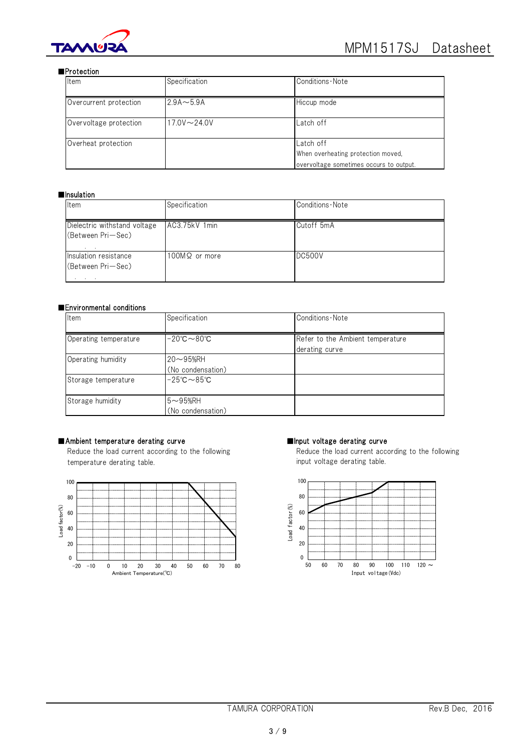■Protection

| Item | Specification | Conditions・Note |
|---|---|---|
| Overcurrent protection | 2.9A～5.9A | Hiccup mode |
| Overvoltage protection | 17.0V～24.0V | Latch off |
| Overheat protection | | Latch off<br>When overheating protection moved, overvoltage sometimes occurs to output. |

■Insulation

| Item | Specification | Conditions・Note |
|---|---|---|
| Dielectric withstand voltage (Between Pri－Sec) | AC3.75kV 1min | Cutoff 5mA |
| Insulation resistance (Between Pri－Sec) | 100MΩ or more | DC500V |

■Environmental conditions

| Item | Specification | Conditions・Note |
|---|---|---|
| Operating temperature | -20℃～80℃ | Refer to the Ambient temperature derating curve |
| Operating humidity | 20～95%RH (No condensation) | |
| Storage temperature | -25℃～85℃ | |
| Storage humidity | 5～95%RH (No condensation) | |

■Ambient temperature derating curve

Reduce the load current according to the following temperature derating table.

■Input voltage derating curve

Reduce the load current according to the following input voltage derating table.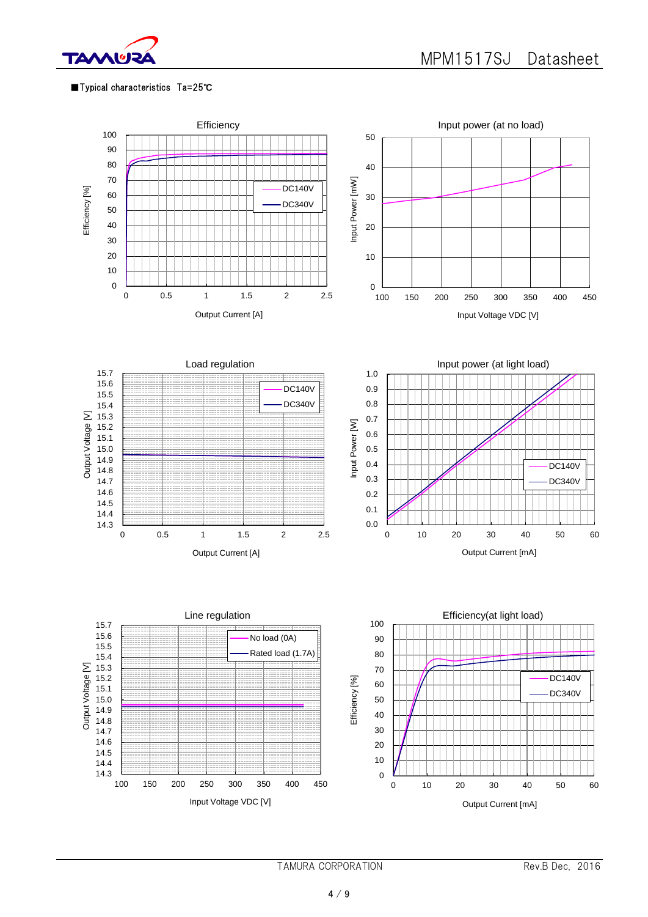■Typical characteristics Ta=25℃

Efficiency

Efficiency [%]

Output Current [A]

DC140V
DC340V

Input power (at no load)

Input Power [mW]

Input Voltage VDC [V]

Load regulation

Output Voltage [V]

Output Current [A]

DC140V
DC340V

Input power (at light load)

Input Power [W]

Output Current [mA]

DC140V
DC340V

Line regulation

Output Voltage [V]

Input Voltage VDC [V]

No load (0A)
Rated load (1.7A)

Efficiency(at light load)

Efficiency [%]

Output Current [mA]

DC140V
DC340V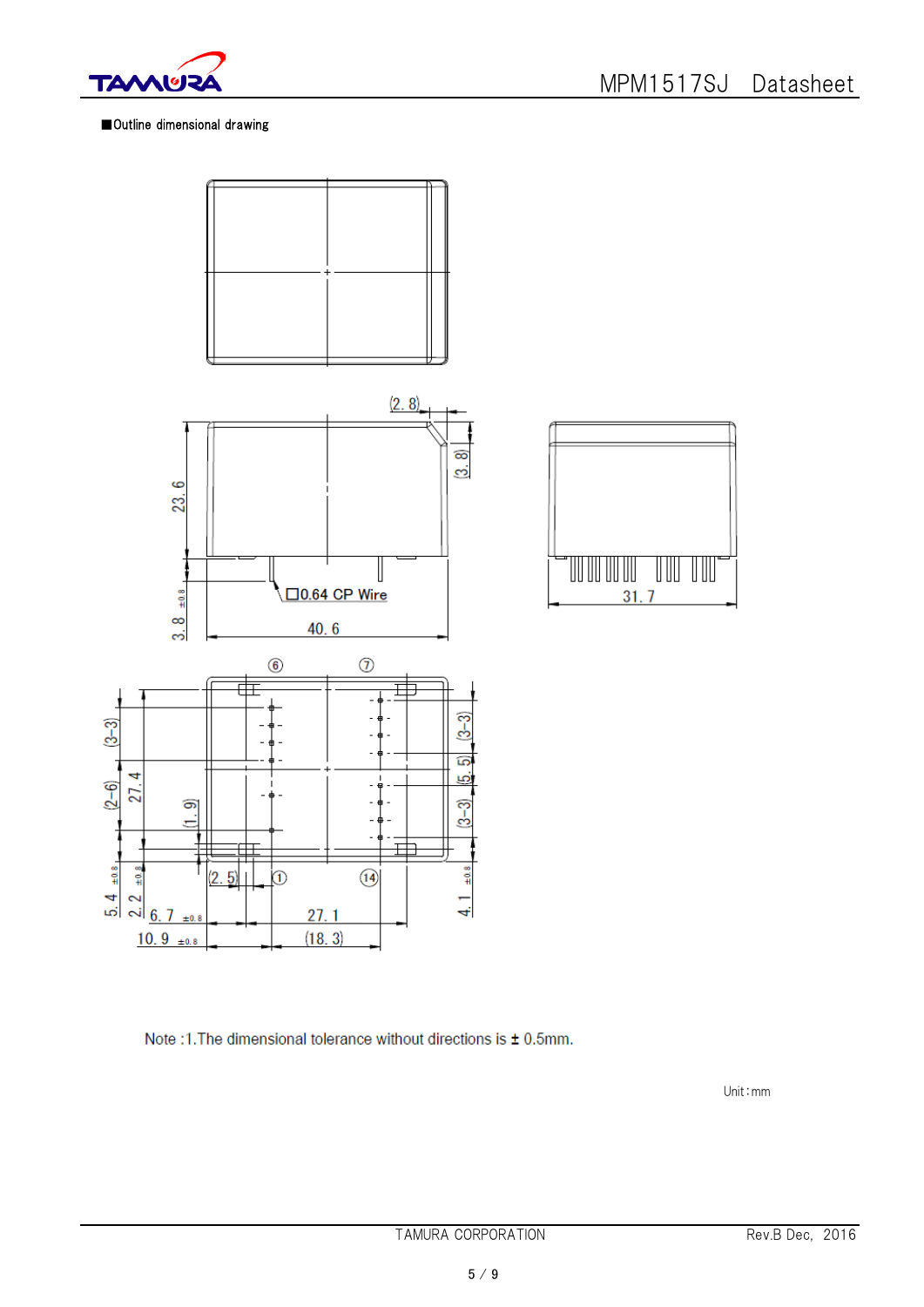■Outline dimensional drawing

(2.8)

(3.8)

23.6

3.8 ±0.8

□0.64 CP Wire

40.6

31.7

⑥ ⑦

(3-3)

(2-6)

27.4

(1.9)

(3-3)

(5.5)

(3-3)

(2.5)

① ⑭

5.4 ±0.8

2.2 ±0.8

6.7 ±0.8

27.1

4.1 ±0.8

10.9 ±0.8

(18.3)

Note :1.The dimensional tolerance without directions is ± 0.5mm.

Unit：mm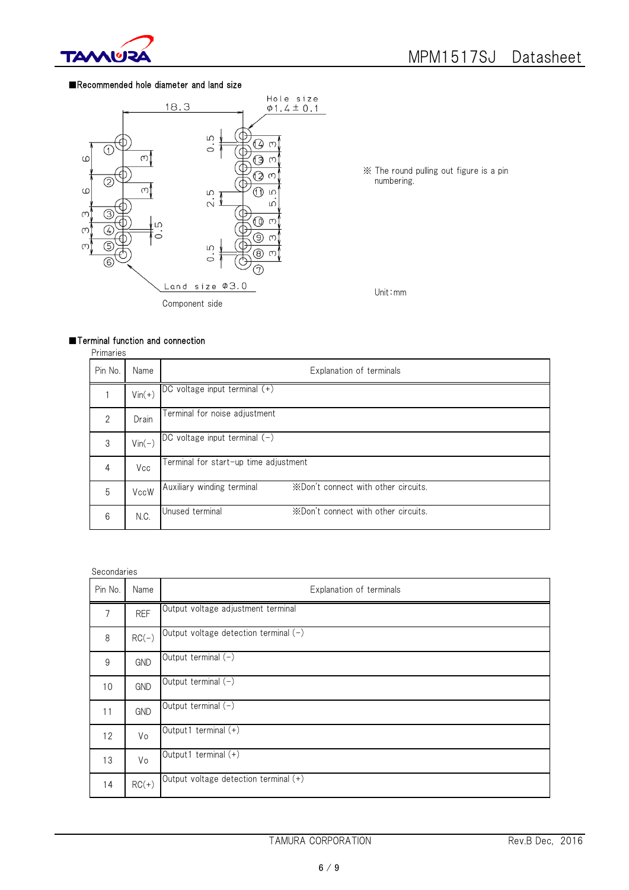■Recommended hole diameter and land size

Hole size φ1.4 ± 0.1

Land size φ3.0

Component side

※ The round pulling out figure is a pin numbering.

Unit：mm

■Terminal function and connection

Primaries

| Pin No. | Name | Explanation of terminals |
|---|---|---|
| 1 | Vin(+) | DC voltage input terminal (+) |
| 2 | Drain | Terminal for noise adjustment |
| 3 | Vin(−) | DC voltage input terminal (−) |
| 4 | Vcc | Terminal for start-up time adjustment |
| 5 | VccW | Auxiliary winding terminal ※Don't connect with other circuits. |
| 6 | N.C. | Unused terminal ※Don't connect with other circuits. |

Secondaries

| Pin No. | Name | Explanation of terminals |
|---|---|---|
| 7 | REF | Output voltage adjustment terminal |
| 8 | RC(−) | Output voltage detection terminal (−) |
| 9 | GND | Output terminal (−) |
| 10 | GND | Output terminal (−) |
| 11 | GND | Output terminal (−) |
| 12 | Vo | Output1 terminal (+) |
| 13 | Vo | Output1 terminal (+) |
| 14 | RC(+) | Output voltage detection terminal (+) |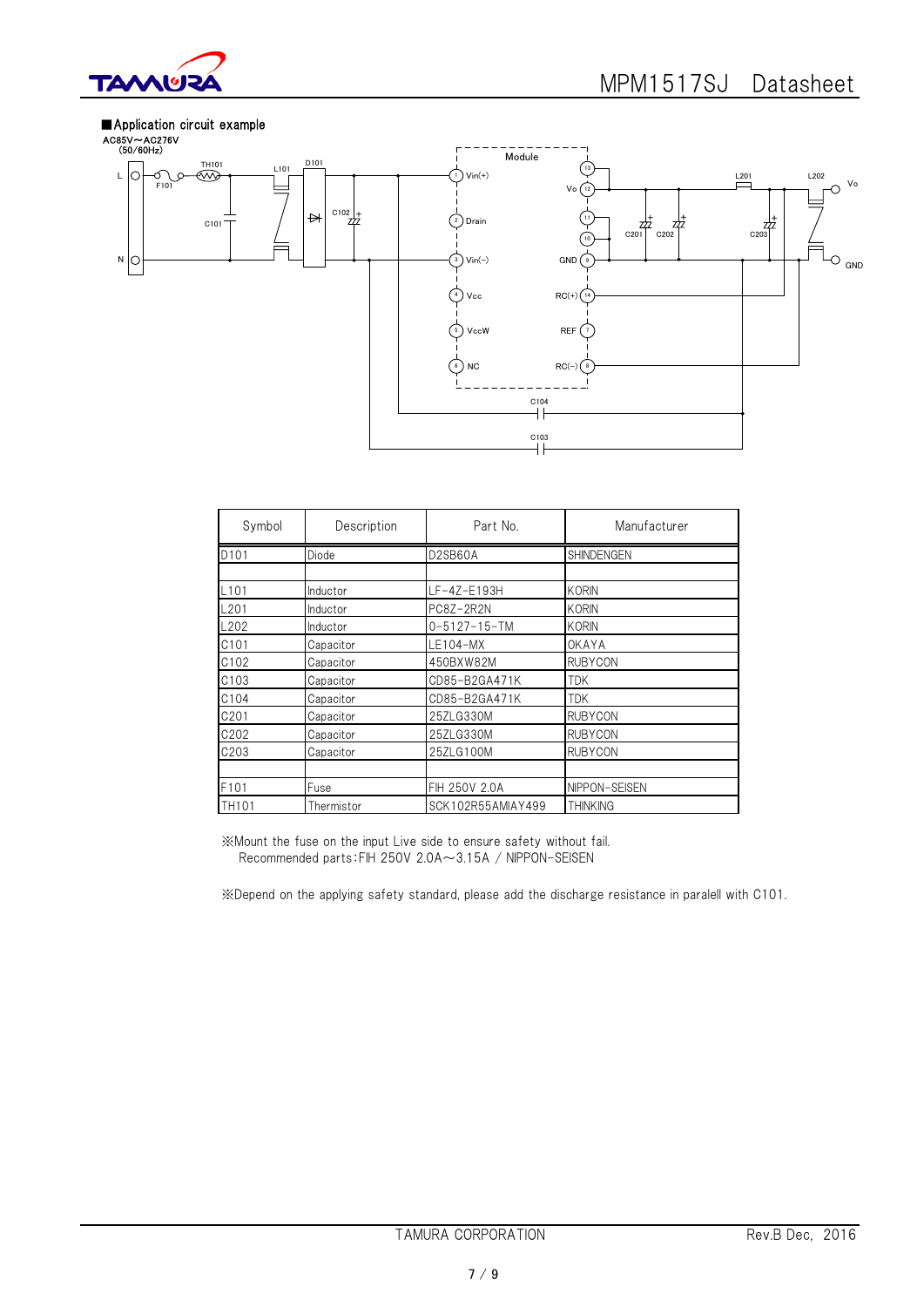■Application circuit example

AC85V～AC276V
(50/60Hz)

| Symbol | Description | Part No. | Manufacturer |
|---|---|---|---|
| D101 | Diode | D2SB60A | SHINDENGEN |
| | | | |
| L101 | Inductor | LF-4Z-E193H | KORIN |
| L201 | Inductor | PC8Z-2R2N | KORIN |
| L202 | Inductor | 0-5127-15-TM | KORIN |
| C101 | Capacitor | LE104-MX | OKAYA |
| C102 | Capacitor | 450BXW82M | RUBYCON |
| C103 | Capacitor | CD85-B2GA471K | TDK |
| C104 | Capacitor | CD85-B2GA471K | TDK |
| C201 | Capacitor | 25ZLG330M | RUBYCON |
| C202 | Capacitor | 25ZLG330M | RUBYCON |
| C203 | Capacitor | 25ZLG100M | RUBYCON |
| | | | |
| F101 | Fuse | FIH 250V 2.0A | NIPPON-SEISEN |
| TH101 | Thermistor | SCK102R55AMIAY499 | THINKING |

※Mount the fuse on the input Live side to ensure safety without fail.
 Recommended parts:FIH 250V 2.0A～3.15A / NIPPON-SEISEN

※Depend on the applying safety standard, please add the discharge resistance in paralell with C101.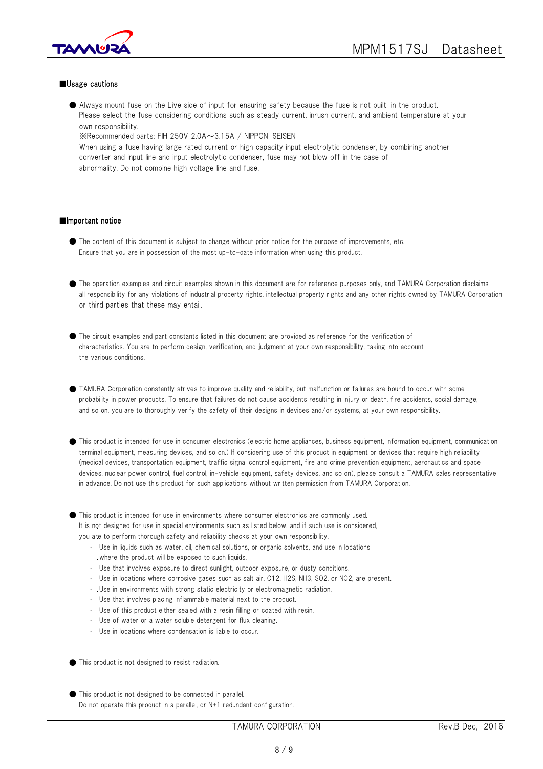## ■Usage cautions

- Always mount fuse on the Live side of input for ensuring safety because the fuse is not built-in the product.
  Please select the fuse considering conditions such as steady current, inrush current, and ambient temperature at your own responsibility.
  ※Recommended parts: FIH 250V 2.0A～3.15A / NIPPON-SEISEN
  When using a fuse having large rated current or high capacity input electrolytic condenser, by combining another converter and input line and input electrolytic condenser, fuse may not blow off in the case of abnormality. Do not combine high voltage line and fuse.

## ■Important notice

- The content of this document is subject to change without prior notice for the purpose of improvements, etc.
  Ensure that you are in possession of the most up-to-date information when using this product.

- The operation examples and circuit examples shown in this document are for reference purposes only, and TAMURA Corporation disclaims all responsibility for any violations of industrial property rights, intellectual property rights and any other rights owned by TAMURA Corporation or third parties that these may entail.

- The circuit examples and part constants listed in this document are provided as reference for the verification of characteristics. You are to perform design, verification, and judgment at your own responsibility, taking into account the various conditions.

- TAMURA Corporation constantly strives to improve quality and reliability, but malfunction or failures are bound to occur with some probability in power products. To ensure that failures do not cause accidents resulting in injury or death, fire accidents, social damage, and so on, you are to thoroughly verify the safety of their designs in devices and/or systems, at your own responsibility.

- This product is intended for use in consumer electronics (electric home appliances, business equipment, Information equipment, communication terminal equipment, measuring devices, and so on.) If considering use of this product in equipment or devices that require high reliability (medical devices, transportation equipment, traffic signal control equipment, fire and crime prevention equipment, aeronautics and space devices, nuclear power control, fuel control, in-vehicle equipment, safety devices, and so on), please consult a TAMURA sales representative in advance. Do not use this product for such applications without written permission from TAMURA Corporation.

- This product is intended for use in environments where consumer electronics are commonly used.
  It is not designed for use in special environments such as listed below, and if such use is considered, you are to perform thorough safety and reliability checks at your own responsibility.
  - Use in liquids such as water, oil, chemical solutions, or organic solvents, and use in locations where the product will be exposed to such liquids.
  - Use that involves exposure to direct sunlight, outdoor exposure, or dusty conditions.
  - Use in locations where corrosive gases such as salt air, C12, H2S, NH3, SO2, or NO2, are present.
  - Use in environments with strong static electricity or electromagnetic radiation.
  - Use that involves placing inflammable material next to the product.
  - Use of this product either sealed with a resin filling or coated with resin.
  - Use of water or a water soluble detergent for flux cleaning.
  - Use in locations where condensation is liable to occur.

- This product is not designed to resist radiation.

- This product is not designed to be connected in parallel.
  Do not operate this product in a parallel, or N+1 redundant configuration.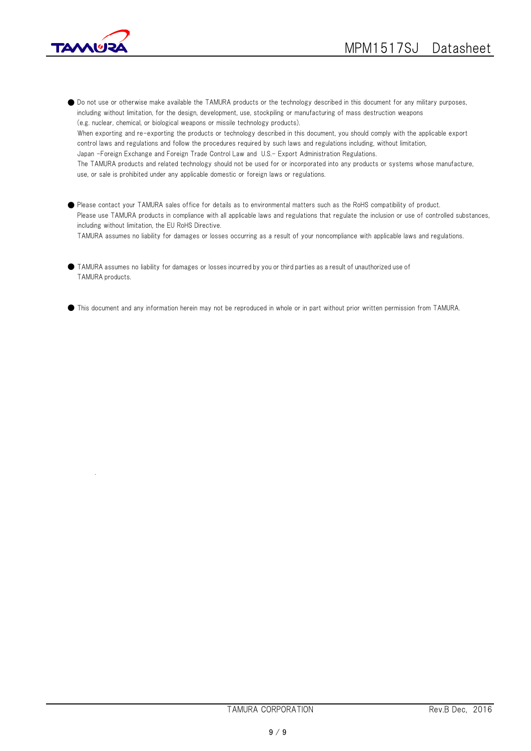- Do not use or otherwise make available the TAMURA products or the technology described in this document for any military purposes, including without limitation, for the design, development, use, stockpiling or manufacturing of mass destruction weapons (e.g. nuclear, chemical, or biological weapons or missile technology products).
  When exporting and re-exporting the products or technology described in this document, you should comply with the applicable export control laws and regulations and follow the procedures required by such laws and regulations including, without limitation, Japan -Foreign Exchange and Foreign Trade Control Law and U.S.- Export Administration Regulations.
  The TAMURA products and related technology should not be used for or incorporated into any products or systems whose manufacture, use, or sale is prohibited under any applicable domestic or foreign laws or regulations.

- Please contact your TAMURA sales office for details as to environmental matters such as the RoHS compatibility of product.
  Please use TAMURA products in compliance with all applicable laws and regulations that regulate the inclusion or use of controlled substances, including without limitation, the EU RoHS Directive.
  TAMURA assumes no liability for damages or losses occurring as a result of your noncompliance with applicable laws and regulations.

- TAMURA assumes no liability for damages or losses incurred by you or third parties as a result of unauthorized use of TAMURA products.

- This document and any information herein may not be reproduced in whole or in part without prior written permission from TAMURA.